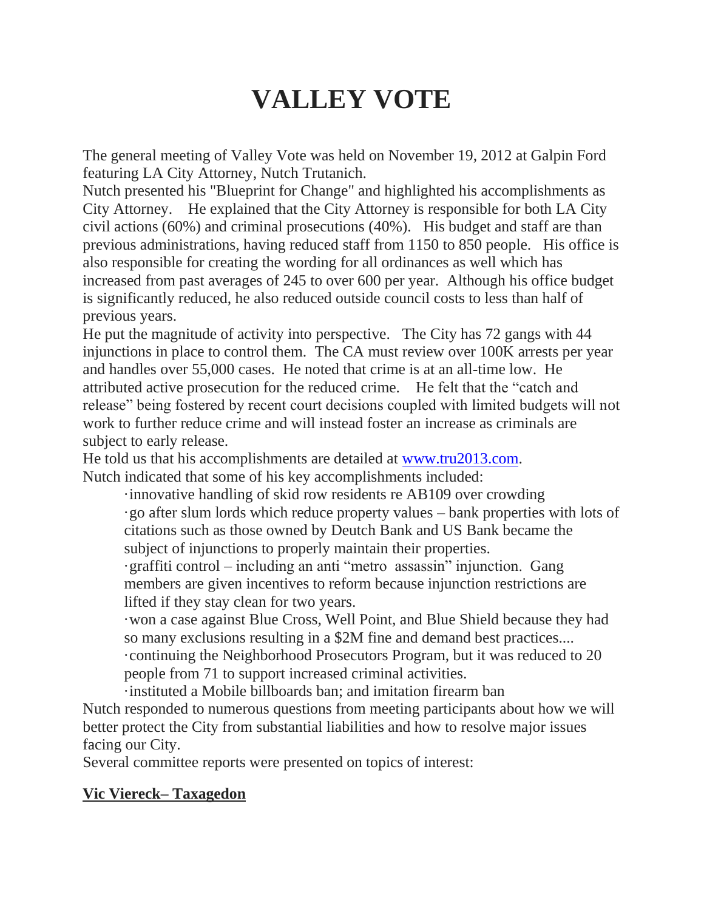# VALLEY VOTE

The general meeting of Valley Vote was held on November 19, 2012 at Galpin Ford featuring LA City Attorney, Nutch Trutanich.

Nutch presented his "Blueprint for Change" and highlighted his accomplishments as City Attorney. He explained that the City Attorney is responsible for both LA City civil actions (60%) and criminal prosecutions (40%). His budget and staff are than previous administrations, having reduced staff from 1150 to 850 people. His office is also responsible for creating the wording for all ordinances as well which has increased from past averages of 245 to over 600 per year. Although his office budget is significantly reduced, he also reduced outside council costs to less than half of previous years.

He put the magnitude of activity into perspective. The City has 72 gangs with 44 injunctions in place to control them. The CA must review over 100K arrests per year and handles over 55,000 cases. He noted that crime is at an all-time low. He attributed active prosecution for the reduced crime. He felt that the "catch and release" being fostered by recent court decisions coupled with limited budgets will not work to further reduce crime and will instead foster an increase as criminals are subject to early release.

He told us that his accomplishments are detailed at [www.tru2013.com](http://www.tru2013.com).

Nutch indicated that some of his key accomplishments included:

- innovative handling of skid row residents re AB109 over crowding
- go after slum lords which reduce property values – bank properties with lots of citations such as those owned by Deutch Bank and US Bank became the subject of injunctions to properly maintain their properties.
- graffiti control – including an anti "metro assassin" injunction. Gang members are given incentives to reform because injunction restrictions are lifted if they stay clean for two years.
- won a case against Blue Cross, Well Point, and Blue Shield because they had so many exclusions resulting in a $2M fine and demand best practices....
- continuing the Neighborhood Prosecutors Program, but it was reduced to 20 people from 71 to support increased criminal activities.
- instituted a Mobile billboards ban; and imitation firearm ban

Nutch responded to numerous questions from meeting participants about how we will better protect the City from substantial liabilities and how to resolve major issues facing our City.

Several committee reports were presented on topics of interest:

**Vic Viereck– Taxagedon**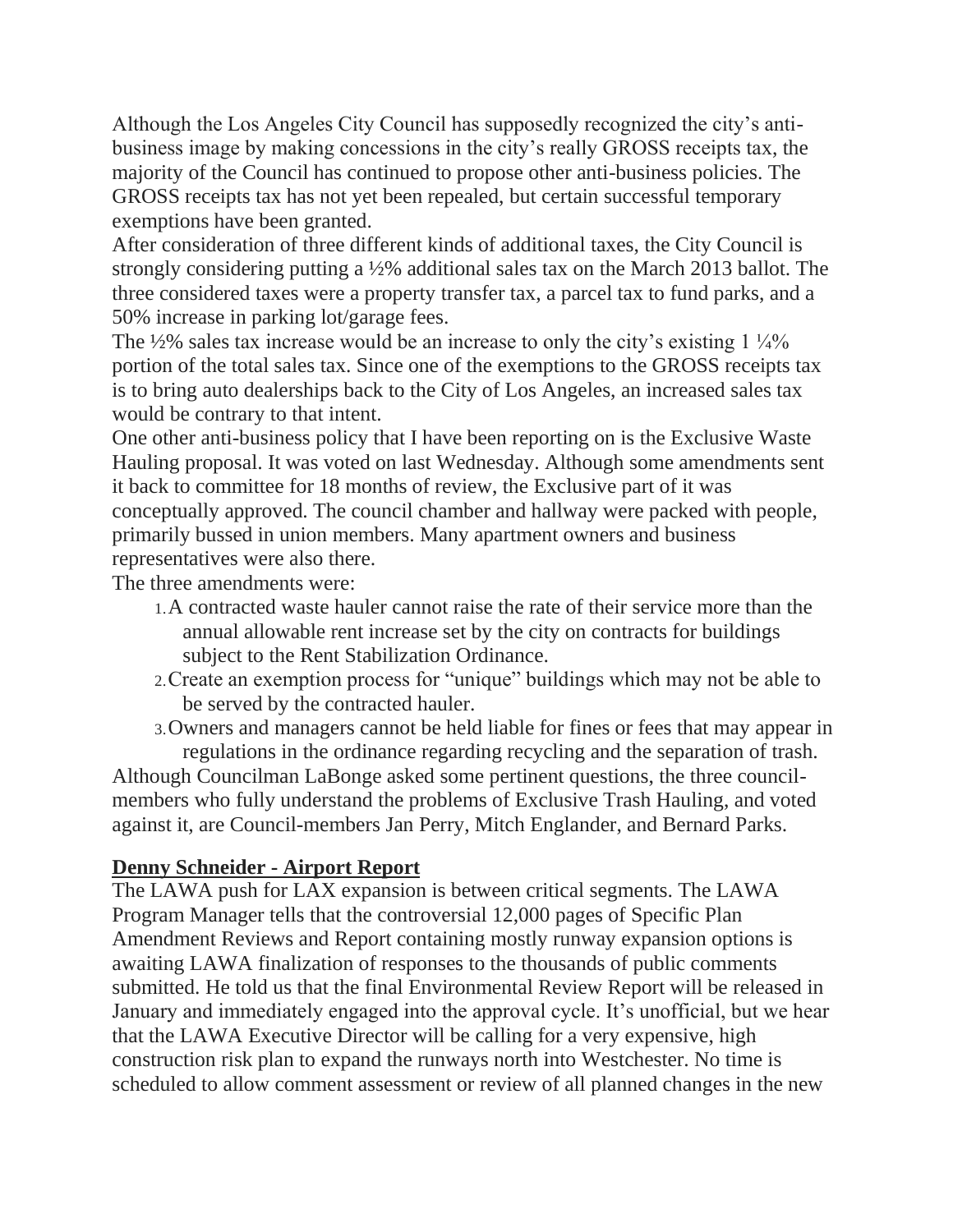Although the Los Angeles City Council has supposedly recognized the city's anti-business image by making concessions in the city's really GROSS receipts tax, the majority of the Council has continued to propose other anti-business policies. The GROSS receipts tax has not yet been repealed, but certain successful temporary exemptions have been granted.

After consideration of three different kinds of additional taxes, the City Council is strongly considering putting a ½% additional sales tax on the March 2013 ballot. The three considered taxes were a property transfer tax, a parcel tax to fund parks, and a 50% increase in parking lot/garage fees.

The ½% sales tax increase would be an increase to only the city's existing 1 ¼% portion of the total sales tax. Since one of the exemptions to the GROSS receipts tax is to bring auto dealerships back to the City of Los Angeles, an increased sales tax would be contrary to that intent.

One other anti-business policy that I have been reporting on is the Exclusive Waste Hauling proposal. It was voted on last Wednesday. Although some amendments sent it back to committee for 18 months of review, the Exclusive part of it was conceptually approved. The council chamber and hallway were packed with people, primarily bussed in union members. Many apartment owners and business representatives were also there.

The three amendments were:

1. A contracted waste hauler cannot raise the rate of their service more than the annual allowable rent increase set by the city on contracts for buildings subject to the Rent Stabilization Ordinance.
2. Create an exemption process for "unique" buildings which may not be able to be served by the contracted hauler.
3. Owners and managers cannot be held liable for fines or fees that may appear in regulations in the ordinance regarding recycling and the separation of trash.

Although Councilman LaBonge asked some pertinent questions, the three council-members who fully understand the problems of Exclusive Trash Hauling, and voted against it, are Council-members Jan Perry, Mitch Englander, and Bernard Parks.

**Denny Schneider - Airport Report**

The LAWA push for LAX expansion is between critical segments. The LAWA Program Manager tells that the controversial 12,000 pages of Specific Plan Amendment Reviews and Report containing mostly runway expansion options is awaiting LAWA finalization of responses to the thousands of public comments submitted. He told us that the final Environmental Review Report will be released in January and immediately engaged into the approval cycle. It's unofficial, but we hear that the LAWA Executive Director will be calling for a very expensive, high construction risk plan to expand the runways north into Westchester. No time is scheduled to allow comment assessment or review of all planned changes in the new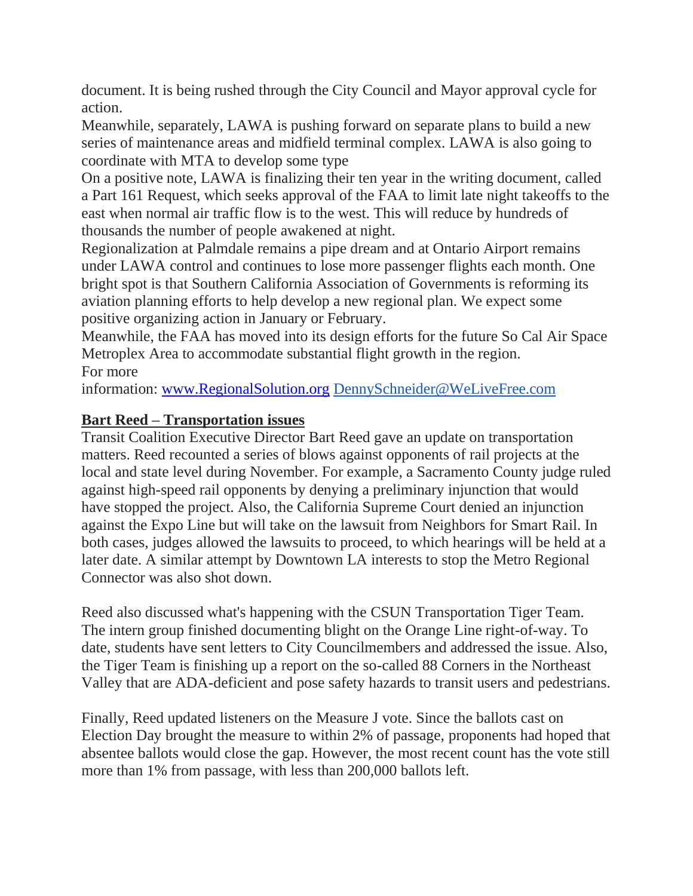document. It is being rushed through the City Council and Mayor approval cycle for action.

Meanwhile, separately, LAWA is pushing forward on separate plans to build a new series of maintenance areas and midfield terminal complex. LAWA is also going to coordinate with MTA to develop some type

On a positive note, LAWA is finalizing their ten year in the writing document, called a Part 161 Request, which seeks approval of the FAA to limit late night takeoffs to the east when normal air traffic flow is to the west. This will reduce by hundreds of thousands the number of people awakened at night.

Regionalization at Palmdale remains a pipe dream and at Ontario Airport remains under LAWA control and continues to lose more passenger flights each month. One bright spot is that Southern California Association of Governments is reforming its aviation planning efforts to help develop a new regional plan. We expect some positive organizing action in January or February.

Meanwhile, the FAA has moved into its design efforts for the future So Cal Air Space Metroplex Area to accommodate substantial flight growth in the region.

For more information: [www.RegionalSolution.org](http://www.RegionalSolution.org) [DennySchneider@WeLiveFree.com](mailto:DennySchneider@WeLiveFree.com)

**Bart Reed – Transportation issues**

Transit Coalition Executive Director Bart Reed gave an update on transportation matters. Reed recounted a series of blows against opponents of rail projects at the local and state level during November. For example, a Sacramento County judge ruled against high-speed rail opponents by denying a preliminary injunction that would have stopped the project. Also, the California Supreme Court denied an injunction against the Expo Line but will take on the lawsuit from Neighbors for Smart Rail. In both cases, judges allowed the lawsuits to proceed, to which hearings will be held at a later date. A similar attempt by Downtown LA interests to stop the Metro Regional Connector was also shot down.

Reed also discussed what's happening with the CSUN Transportation Tiger Team. The intern group finished documenting blight on the Orange Line right-of-way. To date, students have sent letters to City Councilmembers and addressed the issue. Also, the Tiger Team is finishing up a report on the so-called 88 Corners in the Northeast Valley that are ADA-deficient and pose safety hazards to transit users and pedestrians.

Finally, Reed updated listeners on the Measure J vote. Since the ballots cast on Election Day brought the measure to within 2% of passage, proponents had hoped that absentee ballots would close the gap. However, the most recent count has the vote still more than 1% from passage, with less than 200,000 ballots left.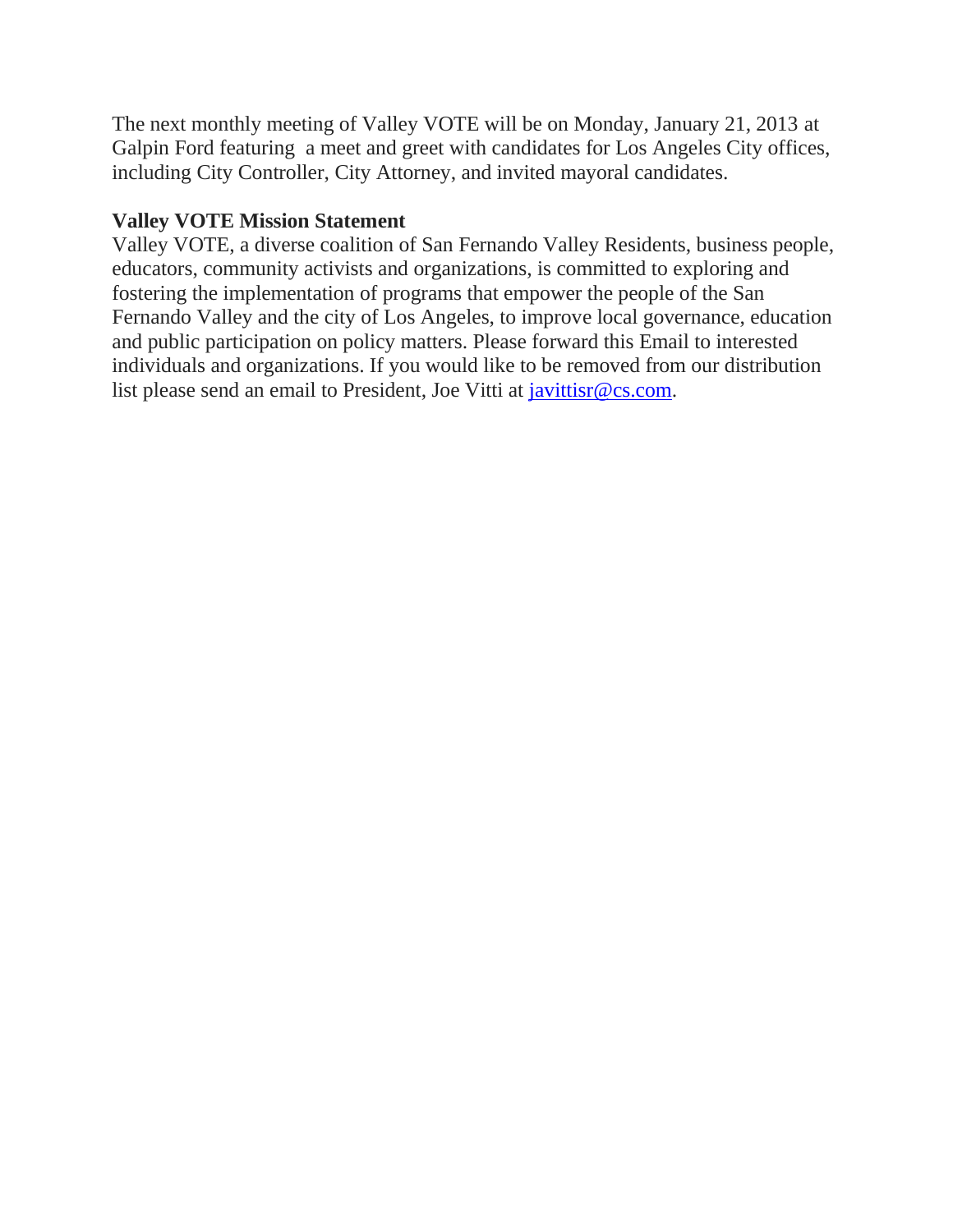The next monthly meeting of Valley VOTE will be on Monday, January 21, 2013 at Galpin Ford featuring a meet and greet with candidates for Los Angeles City offices, including City Controller, City Attorney, and invited mayoral candidates.

**Valley VOTE Mission Statement**

Valley VOTE, a diverse coalition of San Fernando Valley Residents, business people, educators, community activists and organizations, is committed to exploring and fostering the implementation of programs that empower the people of the San Fernando Valley and the city of Los Angeles, to improve local governance, education and public participation on policy matters. Please forward this Email to interested individuals and organizations. If you would like to be removed from our distribution list please send an email to President, Joe Vitti at javittisr@cs.com.